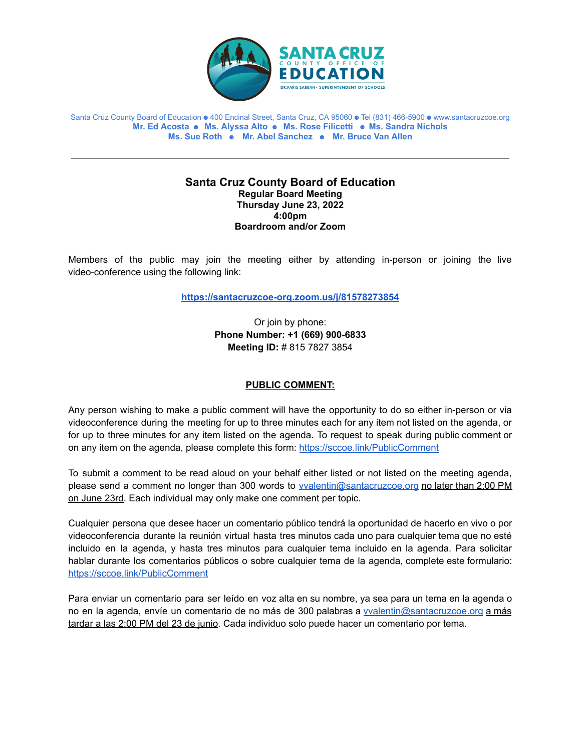SANTA CRUZ COUNTY OFFICE OF EDUCATION
DR. FARIS SABBAH • SUPERINTENDENT OF SCHOOLS

Santa Cruz County Board of Education ● 400 Encinal Street, Santa Cruz, CA 95060 ● Tel (831) 466-5900 ● www.santacruzcoe.org
**Mr. Ed Acosta ● Ms. Alyssa Alto ● Ms. Rose Filicetti ● Ms. Sandra Nichols**
**Ms. Sue Roth ● Mr. Abel Sanchez ● Mr. Bruce Van Allen**

---

# Santa Cruz County Board of Education

**Regular Board Meeting**
**Thursday June 23, 2022**
**4:00pm**
**Boardroom and/or Zoom**

Members of the public may join the meeting either by attending in-person or joining the live video-conference using the following link:

**https://santacruzcoe-org.zoom.us/j/81578273854**

Or join by phone:
**Phone Number: +1 (669) 900-6833**
**Meeting ID:** # 815 7827 3854

## PUBLIC COMMENT:

Any person wishing to make a public comment will have the opportunity to do so either in-person or via videoconference during the meeting for up to three minutes each for any item not listed on the agenda, or for up to three minutes for any item listed on the agenda. To request to speak during public comment or on any item on the agenda, please complete this form: https://sccoe.link/PublicComment

To submit a comment to be read aloud on your behalf either listed or not listed on the meeting agenda, please send a comment no longer than 300 words to vvalentin@santacruzcoe.org no later than 2:00 PM on June 23rd. Each individual may only make one comment per topic.

Cualquier persona que desee hacer un comentario público tendrá la oportunidad de hacerlo en vivo o por videoconferencia durante la reunión virtual hasta tres minutos cada uno para cualquier tema que no esté incluido en la agenda, y hasta tres minutos para cualquier tema incluido en la agenda. Para solicitar hablar durante los comentarios públicos o sobre cualquier tema de la agenda, complete este formulario: https://sccoe.link/PublicComment

Para enviar un comentario para ser leído en voz alta en su nombre, ya sea para un tema en la agenda o no en la agenda, envíe un comentario de no más de 300 palabras a vvalentin@santacruzcoe.org a más tardar a las 2:00 PM del 23 de junio. Cada individuo solo puede hacer un comentario por tema.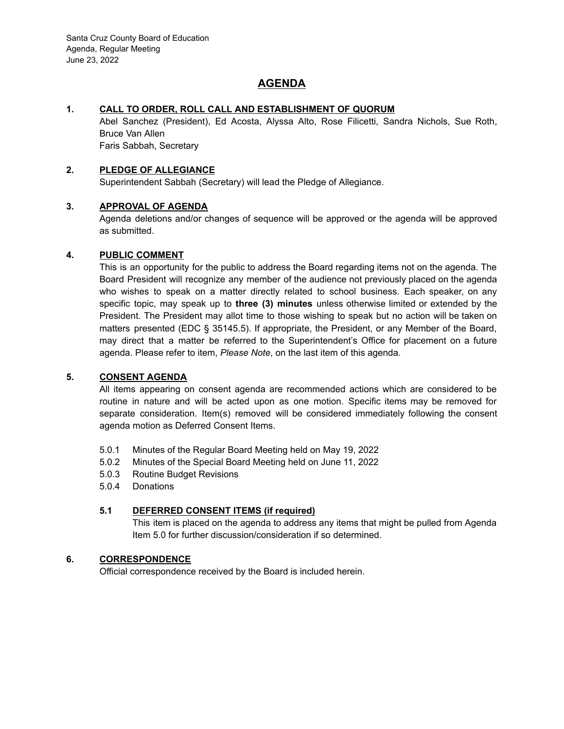# AGENDA

## 1. CALL TO ORDER, ROLL CALL AND ESTABLISHMENT OF QUORUM

Abel Sanchez (President), Ed Acosta, Alyssa Alto, Rose Filicetti, Sandra Nichols, Sue Roth, Bruce Van Allen

Faris Sabbah, Secretary

## 2. PLEDGE OF ALLEGIANCE

Superintendent Sabbah (Secretary) will lead the Pledge of Allegiance.

## 3. APPROVAL OF AGENDA

Agenda deletions and/or changes of sequence will be approved or the agenda will be approved as submitted.

## 4. PUBLIC COMMENT

This is an opportunity for the public to address the Board regarding items not on the agenda. The Board President will recognize any member of the audience not previously placed on the agenda who wishes to speak on a matter directly related to school business. Each speaker, on any specific topic, may speak up to **three (3) minutes** unless otherwise limited or extended by the President. The President may allot time to those wishing to speak but no action will be taken on matters presented (EDC § 35145.5). If appropriate, the President, or any Member of the Board, may direct that a matter be referred to the Superintendent's Office for placement on a future agenda. Please refer to item, *Please Note*, on the last item of this agenda.

## 5. CONSENT AGENDA

All items appearing on consent agenda are recommended actions which are considered to be routine in nature and will be acted upon as one motion. Specific items may be removed for separate consideration. Item(s) removed will be considered immediately following the consent agenda motion as Deferred Consent Items.

- 5.0.1 Minutes of the Regular Board Meeting held on May 19, 2022
- 5.0.2 Minutes of the Special Board Meeting held on June 11, 2022
- 5.0.3 Routine Budget Revisions
- 5.0.4 Donations

### 5.1 DEFERRED CONSENT ITEMS (if required)

This item is placed on the agenda to address any items that might be pulled from Agenda Item 5.0 for further discussion/consideration if so determined.

## 6. CORRESPONDENCE

Official correspondence received by the Board is included herein.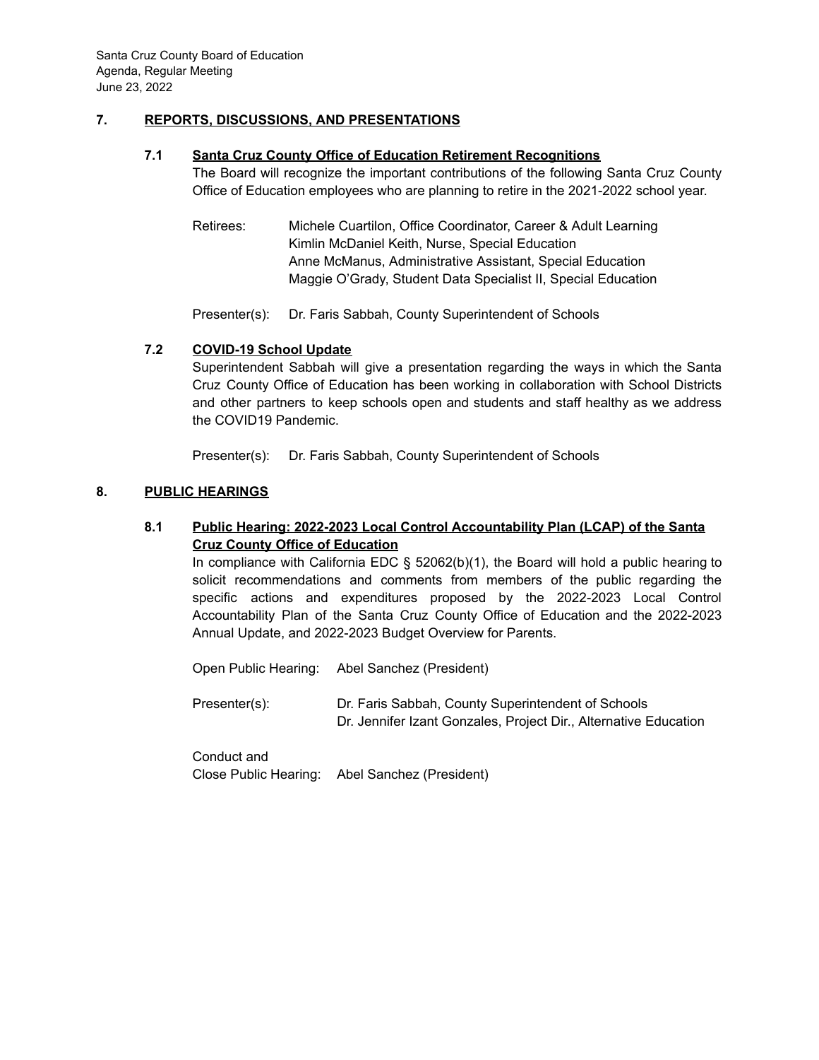## 7. REPORTS, DISCUSSIONS, AND PRESENTATIONS

### 7.1 Santa Cruz County Office of Education Retirement Recognitions

The Board will recognize the important contributions of the following Santa Cruz County Office of Education employees who are planning to retire in the 2021-2022 school year.

Retirees:
- Michele Cuartilon, Office Coordinator, Career & Adult Learning
- Kimlin McDaniel Keith, Nurse, Special Education
- Anne McManus, Administrative Assistant, Special Education
- Maggie O'Grady, Student Data Specialist II, Special Education

Presenter(s): Dr. Faris Sabbah, County Superintendent of Schools

### 7.2 COVID-19 School Update

Superintendent Sabbah will give a presentation regarding the ways in which the Santa Cruz County Office of Education has been working in collaboration with School Districts and other partners to keep schools open and students and staff healthy as we address the COVID19 Pandemic.

Presenter(s): Dr. Faris Sabbah, County Superintendent of Schools

## 8. PUBLIC HEARINGS

### 8.1 Public Hearing: 2022-2023 Local Control Accountability Plan (LCAP) of the Santa Cruz County Office of Education

In compliance with California EDC § 52062(b)(1), the Board will hold a public hearing to solicit recommendations and comments from members of the public regarding the specific actions and expenditures proposed by the 2022-2023 Local Control Accountability Plan of the Santa Cruz County Office of Education and the 2022-2023 Annual Update, and 2022-2023 Budget Overview for Parents.

Open Public Hearing: Abel Sanchez (President)

Presenter(s):
- Dr. Faris Sabbah, County Superintendent of Schools
- Dr. Jennifer Izant Gonzales, Project Dir., Alternative Education

Conduct and Close Public Hearing: Abel Sanchez (President)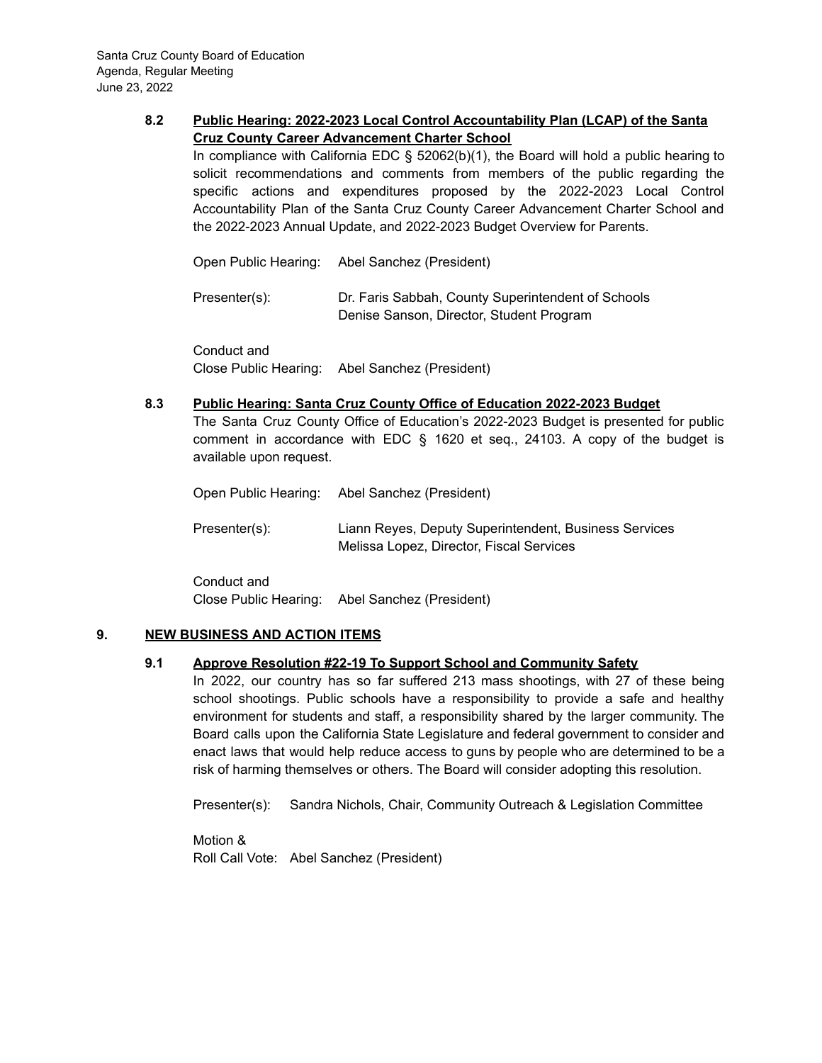**8.2 Public Hearing: 2022-2023 Local Control Accountability Plan (LCAP) of the Santa Cruz County Career Advancement Charter School**

In compliance with California EDC § 52062(b)(1), the Board will hold a public hearing to solicit recommendations and comments from members of the public regarding the specific actions and expenditures proposed by the 2022-2023 Local Control Accountability Plan of the Santa Cruz County Career Advancement Charter School and the 2022-2023 Annual Update, and 2022-2023 Budget Overview for Parents.

Open Public Hearing: Abel Sanchez (President)

Presenter(s): Dr. Faris Sabbah, County Superintendent of Schools
Denise Sanson, Director, Student Program

Conduct and
Close Public Hearing: Abel Sanchez (President)

**8.3 Public Hearing: Santa Cruz County Office of Education 2022-2023 Budget**

The Santa Cruz County Office of Education's 2022-2023 Budget is presented for public comment in accordance with EDC § 1620 et seq., 24103. A copy of the budget is available upon request.

Open Public Hearing: Abel Sanchez (President)

Presenter(s): Liann Reyes, Deputy Superintendent, Business Services
Melissa Lopez, Director, Fiscal Services

Conduct and
Close Public Hearing: Abel Sanchez (President)

## 9. NEW BUSINESS AND ACTION ITEMS

**9.1 Approve Resolution #22-19 To Support School and Community Safety**

In 2022, our country has so far suffered 213 mass shootings, with 27 of these being school shootings. Public schools have a responsibility to provide a safe and healthy environment for students and staff, a responsibility shared by the larger community. The Board calls upon the California State Legislature and federal government to consider and enact laws that would help reduce access to guns by people who are determined to be a risk of harming themselves or others. The Board will consider adopting this resolution.

Presenter(s): Sandra Nichols, Chair, Community Outreach & Legislation Committee

Motion &
Roll Call Vote: Abel Sanchez (President)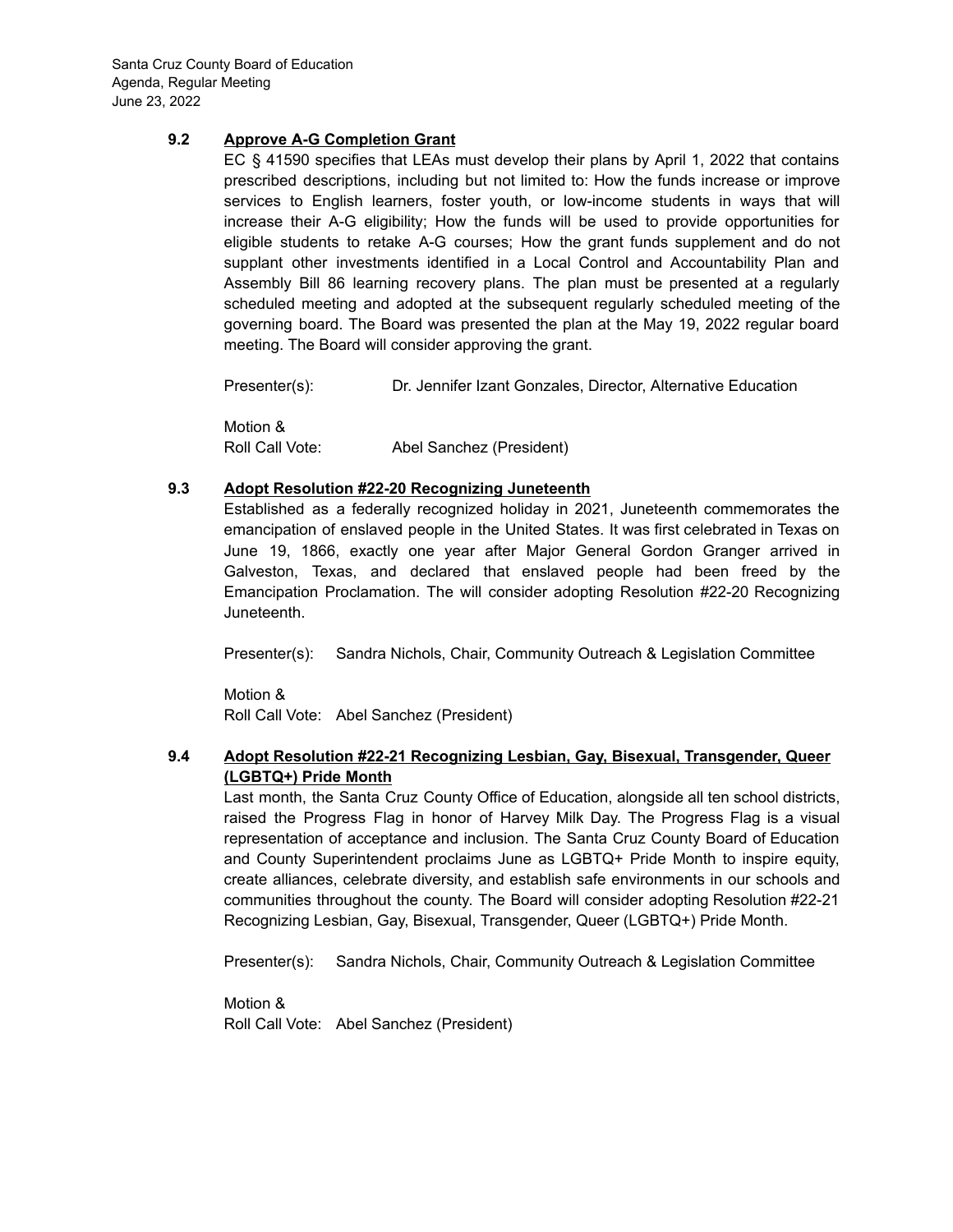### 9.2 Approve A-G Completion Grant

EC § 41590 specifies that LEAs must develop their plans by April 1, 2022 that contains prescribed descriptions, including but not limited to: How the funds increase or improve services to English learners, foster youth, or low-income students in ways that will increase their A-G eligibility; How the funds will be used to provide opportunities for eligible students to retake A-G courses; How the grant funds supplement and do not supplant other investments identified in a Local Control and Accountability Plan and Assembly Bill 86 learning recovery plans. The plan must be presented at a regularly scheduled meeting and adopted at the subsequent regularly scheduled meeting of the governing board. The Board was presented the plan at the May 19, 2022 regular board meeting. The Board will consider approving the grant.

Presenter(s): Dr. Jennifer Izant Gonzales, Director, Alternative Education

Motion & Roll Call Vote: Abel Sanchez (President)

### 9.3 Adopt Resolution #22-20 Recognizing Juneteenth

Established as a federally recognized holiday in 2021, Juneteenth commemorates the emancipation of enslaved people in the United States. It was first celebrated in Texas on June 19, 1866, exactly one year after Major General Gordon Granger arrived in Galveston, Texas, and declared that enslaved people had been freed by the Emancipation Proclamation. The will consider adopting Resolution #22-20 Recognizing Juneteenth.

Presenter(s): Sandra Nichols, Chair, Community Outreach & Legislation Committee

Motion & Roll Call Vote: Abel Sanchez (President)

### 9.4 Adopt Resolution #22-21 Recognizing Lesbian, Gay, Bisexual, Transgender, Queer (LGBTQ+) Pride Month

Last month, the Santa Cruz County Office of Education, alongside all ten school districts, raised the Progress Flag in honor of Harvey Milk Day. The Progress Flag is a visual representation of acceptance and inclusion. The Santa Cruz County Board of Education and County Superintendent proclaims June as LGBTQ+ Pride Month to inspire equity, create alliances, celebrate diversity, and establish safe environments in our schools and communities throughout the county. The Board will consider adopting Resolution #22-21 Recognizing Lesbian, Gay, Bisexual, Transgender, Queer (LGBTQ+) Pride Month.

Presenter(s): Sandra Nichols, Chair, Community Outreach & Legislation Committee

Motion & Roll Call Vote: Abel Sanchez (President)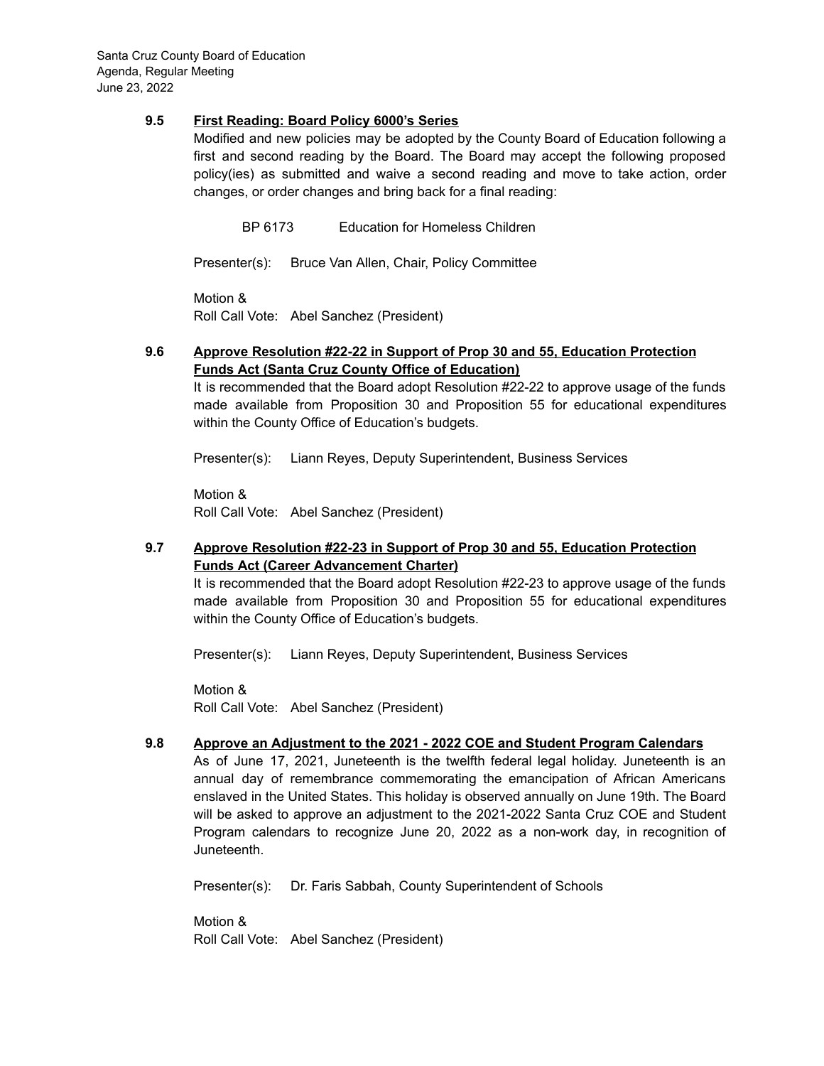### 9.5 First Reading: Board Policy 6000's Series

Modified and new policies may be adopted by the County Board of Education following a first and second reading by the Board. The Board may accept the following proposed policy(ies) as submitted and waive a second reading and move to take action, order changes, or order changes and bring back for a final reading:

BP 6173 Education for Homeless Children

Presenter(s): Bruce Van Allen, Chair, Policy Committee

Motion &
Roll Call Vote: Abel Sanchez (President)

### 9.6 Approve Resolution #22-22 in Support of Prop 30 and 55, Education Protection Funds Act (Santa Cruz County Office of Education)

It is recommended that the Board adopt Resolution #22-22 to approve usage of the funds made available from Proposition 30 and Proposition 55 for educational expenditures within the County Office of Education's budgets.

Presenter(s): Liann Reyes, Deputy Superintendent, Business Services

Motion &
Roll Call Vote: Abel Sanchez (President)

### 9.7 Approve Resolution #22-23 in Support of Prop 30 and 55, Education Protection Funds Act (Career Advancement Charter)

It is recommended that the Board adopt Resolution #22-23 to approve usage of the funds made available from Proposition 30 and Proposition 55 for educational expenditures within the County Office of Education's budgets.

Presenter(s): Liann Reyes, Deputy Superintendent, Business Services

Motion &
Roll Call Vote: Abel Sanchez (President)

### 9.8 Approve an Adjustment to the 2021 - 2022 COE and Student Program Calendars

As of June 17, 2021, Juneteenth is the twelfth federal legal holiday. Juneteenth is an annual day of remembrance commemorating the emancipation of African Americans enslaved in the United States. This holiday is observed annually on June 19th. The Board will be asked to approve an adjustment to the 2021-2022 Santa Cruz COE and Student Program calendars to recognize June 20, 2022 as a non-work day, in recognition of Juneteenth.

Presenter(s): Dr. Faris Sabbah, County Superintendent of Schools

Motion &
Roll Call Vote: Abel Sanchez (President)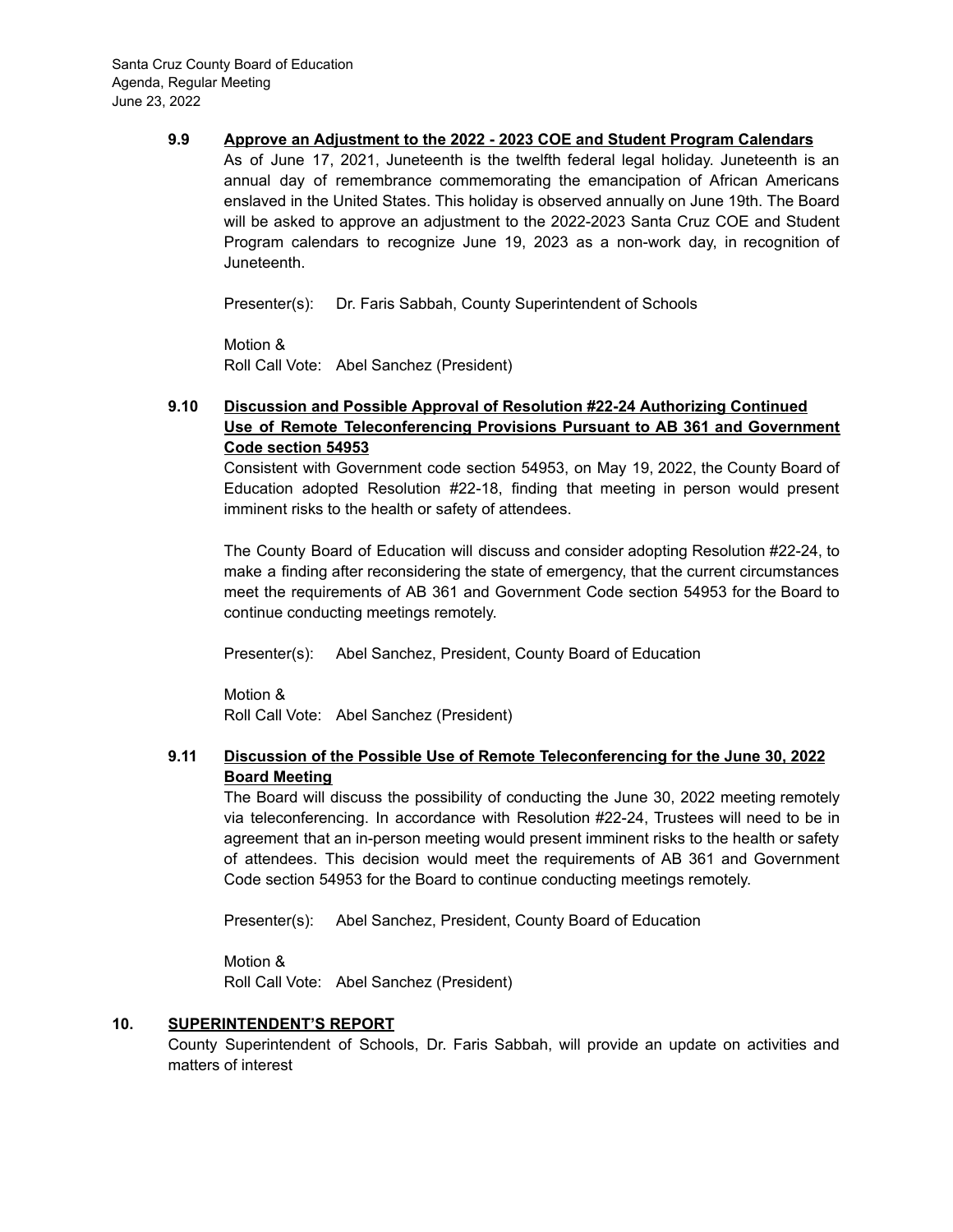### 9.9 Approve an Adjustment to the 2022 - 2023 COE and Student Program Calendars

As of June 17, 2021, Juneteenth is the twelfth federal legal holiday. Juneteenth is an annual day of remembrance commemorating the emancipation of African Americans enslaved in the United States. This holiday is observed annually on June 19th. The Board will be asked to approve an adjustment to the 2022-2023 Santa Cruz COE and Student Program calendars to recognize June 19, 2023 as a non-work day, in recognition of Juneteenth.

Presenter(s): Dr. Faris Sabbah, County Superintendent of Schools

Motion &
Roll Call Vote: Abel Sanchez (President)

### 9.10 Discussion and Possible Approval of Resolution #22-24 Authorizing Continued Use of Remote Teleconferencing Provisions Pursuant to AB 361 and Government Code section 54953

Consistent with Government code section 54953, on May 19, 2022, the County Board of Education adopted Resolution #22-18, finding that meeting in person would present imminent risks to the health or safety of attendees.

The County Board of Education will discuss and consider adopting Resolution #22-24, to make a finding after reconsidering the state of emergency, that the current circumstances meet the requirements of AB 361 and Government Code section 54953 for the Board to continue conducting meetings remotely.

Presenter(s): Abel Sanchez, President, County Board of Education

Motion &
Roll Call Vote: Abel Sanchez (President)

### 9.11 Discussion of the Possible Use of Remote Teleconferencing for the June 30, 2022 Board Meeting

The Board will discuss the possibility of conducting the June 30, 2022 meeting remotely via teleconferencing. In accordance with Resolution #22-24, Trustees will need to be in agreement that an in-person meeting would present imminent risks to the health or safety of attendees. This decision would meet the requirements of AB 361 and Government Code section 54953 for the Board to continue conducting meetings remotely.

Presenter(s): Abel Sanchez, President, County Board of Education

Motion &
Roll Call Vote: Abel Sanchez (President)

## 10. SUPERINTENDENT'S REPORT

County Superintendent of Schools, Dr. Faris Sabbah, will provide an update on activities and matters of interest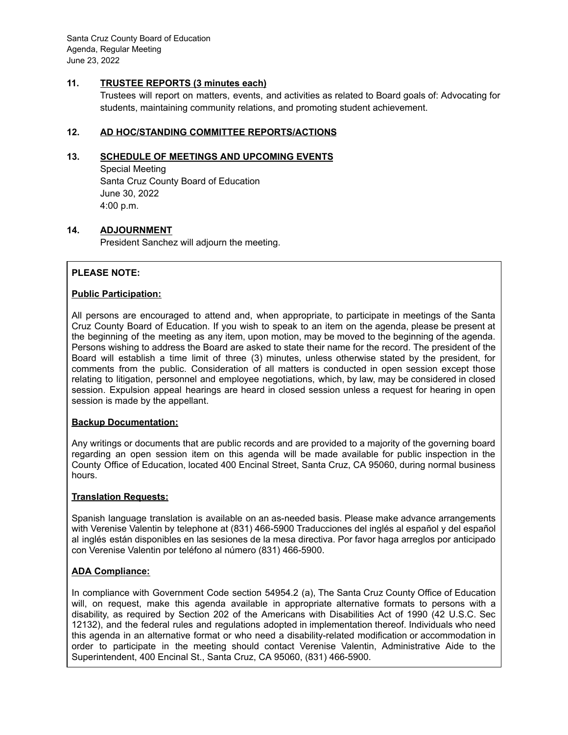## 11. TRUSTEE REPORTS (3 minutes each)

Trustees will report on matters, events, and activities as related to Board goals of: Advocating for students, maintaining community relations, and promoting student achievement.

## 12. AD HOC/STANDING COMMITTEE REPORTS/ACTIONS

## 13. SCHEDULE OF MEETINGS AND UPCOMING EVENTS

Special Meeting
Santa Cruz County Board of Education
June 30, 2022
4:00 p.m.

## 14. ADJOURNMENT

President Sanchez will adjourn the meeting.

---

**PLEASE NOTE:**

**Public Participation:**

All persons are encouraged to attend and, when appropriate, to participate in meetings of the Santa Cruz County Board of Education. If you wish to speak to an item on the agenda, please be present at the beginning of the meeting as any item, upon motion, may be moved to the beginning of the agenda. Persons wishing to address the Board are asked to state their name for the record. The president of the Board will establish a time limit of three (3) minutes, unless otherwise stated by the president, for comments from the public. Consideration of all matters is conducted in open session except those relating to litigation, personnel and employee negotiations, which, by law, may be considered in closed session. Expulsion appeal hearings are heard in closed session unless a request for hearing in open session is made by the appellant.

**Backup Documentation:**

Any writings or documents that are public records and are provided to a majority of the governing board regarding an open session item on this agenda will be made available for public inspection in the County Office of Education, located 400 Encinal Street, Santa Cruz, CA 95060, during normal business hours.

**Translation Requests:**

Spanish language translation is available on an as-needed basis. Please make advance arrangements with Verenise Valentin by telephone at (831) 466-5900 Traducciones del inglés al español y del español al inglés están disponibles en las sesiones de la mesa directiva. Por favor haga arreglos por anticipado con Verenise Valentin por teléfono al número (831) 466-5900.

**ADA Compliance:**

In compliance with Government Code section 54954.2 (a), The Santa Cruz County Office of Education will, on request, make this agenda available in appropriate alternative formats to persons with a disability, as required by Section 202 of the Americans with Disabilities Act of 1990 (42 U.S.C. Sec 12132), and the federal rules and regulations adopted in implementation thereof. Individuals who need this agenda in an alternative format or who need a disability-related modification or accommodation in order to participate in the meeting should contact Verenise Valentin, Administrative Aide to the Superintendent, 400 Encinal St., Santa Cruz, CA 95060, (831) 466-5900.